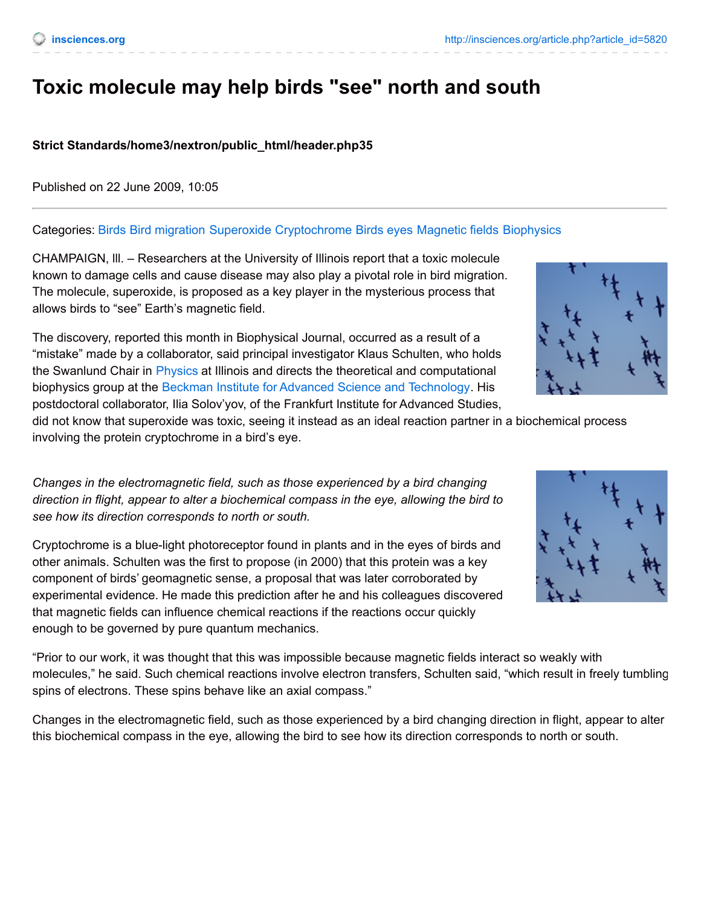# Toxic molecule may help birds "see" north and south

**Strict Standards/home3/nextron/public_html/header.php35**

Published on 22 June 2009, 10:05

Categories: Birds Bird migration Superoxide Cryptochrome Birds eyes Magnetic fields Biophysics

CHAMPAIGN, Ill. – Researchers at the University of Illinois report that a toxic molecule known to damage cells and cause disease may also play a pivotal role in bird migration. The molecule, superoxide, is proposed as a key player in the mysterious process that allows birds to "see" Earth's magnetic field.

The discovery, reported this month in Biophysical Journal, occurred as a result of a "mistake" made by a collaborator, said principal investigator Klaus Schulten, who holds the Swanlund Chair in Physics at Illinois and directs the theoretical and computational biophysics group at the Beckman Institute for Advanced Science and Technology. His postdoctoral collaborator, Ilia Solov'yov, of the Frankfurt Institute for Advanced Studies, did not know that superoxide was toxic, seeing it instead as an ideal reaction partner in a biochemical process involving the protein cryptochrome in a bird's eye.

*Changes in the electromagnetic field, such as those experienced by a bird changing direction in flight, appear to alter a biochemical compass in the eye, allowing the bird to see how its direction corresponds to north or south.*

Cryptochrome is a blue-light photoreceptor found in plants and in the eyes of birds and other animals. Schulten was the first to propose (in 2000) that this protein was a key component of birds' geomagnetic sense, a proposal that was later corroborated by experimental evidence. He made this prediction after he and his colleagues discovered that magnetic fields can influence chemical reactions if the reactions occur quickly enough to be governed by pure quantum mechanics.

"Prior to our work, it was thought that this was impossible because magnetic fields interact so weakly with molecules," he said. Such chemical reactions involve electron transfers, Schulten said, "which result in freely tumbling spins of electrons. These spins behave like an axial compass."

Changes in the electromagnetic field, such as those experienced by a bird changing direction in flight, appear to alter this biochemical compass in the eye, allowing the bird to see how its direction corresponds to north or south.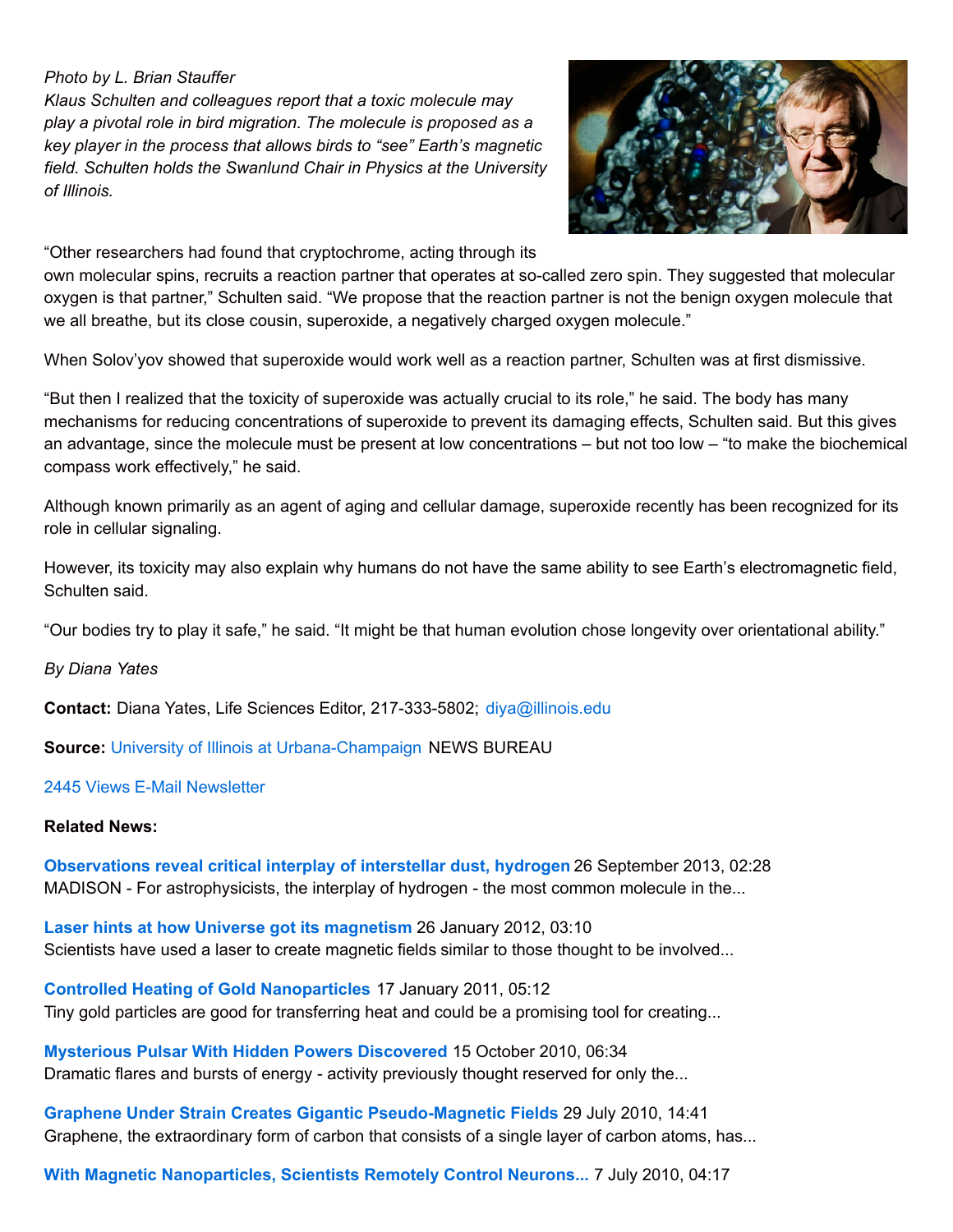*Photo by L. Brian Stauffer*
*Klaus Schulten and colleagues report that a toxic molecule may play a pivotal role in bird migration. The molecule is proposed as a key player in the process that allows birds to "see" Earth's magnetic field. Schulten holds the Swanlund Chair in Physics at the University of Illinois.*

"Other researchers had found that cryptochrome, acting through its own molecular spins, recruits a reaction partner that operates at so-called zero spin. They suggested that molecular oxygen is that partner," Schulten said. "We propose that the reaction partner is not the benign oxygen molecule that we all breathe, but its close cousin, superoxide, a negatively charged oxygen molecule."

When Solov'yov showed that superoxide would work well as a reaction partner, Schulten was at first dismissive.

"But then I realized that the toxicity of superoxide was actually crucial to its role," he said. The body has many mechanisms for reducing concentrations of superoxide to prevent its damaging effects, Schulten said. But this gives an advantage, since the molecule must be present at low concentrations – but not too low – "to make the biochemical compass work effectively," he said.

Although known primarily as an agent of aging and cellular damage, superoxide recently has been recognized for its role in cellular signaling.

However, its toxicity may also explain why humans do not have the same ability to see Earth's electromagnetic field, Schulten said.

"Our bodies try to play it safe," he said. "It might be that human evolution chose longevity over orientational ability."

*By Diana Yates*

**Contact:** Diana Yates, Life Sciences Editor, 217-333-5802; diya@illinois.edu

**Source:** University of Illinois at Urbana-Champaign NEWS BUREAU

2445 Views E-Mail Newsletter

**Related News:**

**Observations reveal critical interplay of interstellar dust, hydrogen** 26 September 2013, 02:28
MADISON - For astrophysicists, the interplay of hydrogen - the most common molecule in the...

**Laser hints at how Universe got its magnetism** 26 January 2012, 03:10
Scientists have used a laser to create magnetic fields similar to those thought to be involved...

**Controlled Heating of Gold Nanoparticles** 17 January 2011, 05:12
Tiny gold particles are good for transferring heat and could be a promising tool for creating...

**Mysterious Pulsar With Hidden Powers Discovered** 15 October 2010, 06:34
Dramatic flares and bursts of energy - activity previously thought reserved for only the...

**Graphene Under Strain Creates Gigantic Pseudo-Magnetic Fields** 29 July 2010, 14:41
Graphene, the extraordinary form of carbon that consists of a single layer of carbon atoms, has...

**With Magnetic Nanoparticles, Scientists Remotely Control Neurons...** 7 July 2010, 04:17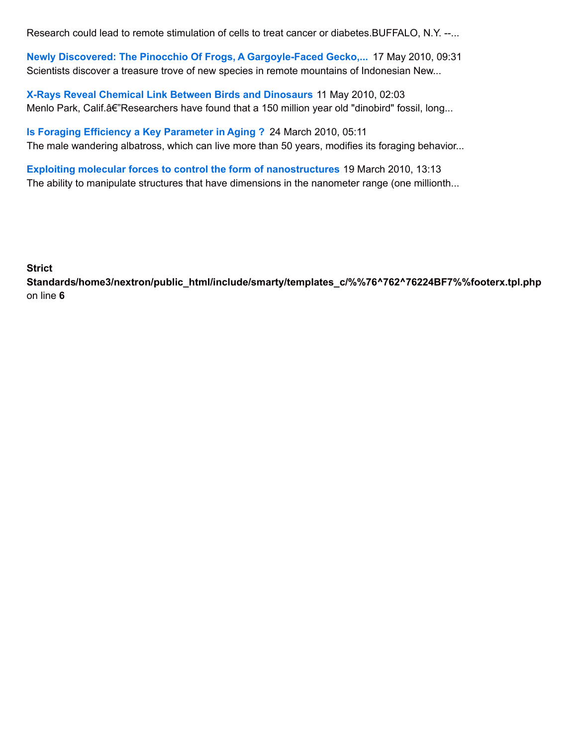Research could lead to remote stimulation of cells to treat cancer or diabetes.BUFFALO, N.Y. --...

**Newly Discovered: The Pinocchio Of Frogs, A Gargoyle-Faced Gecko,...** 17 May 2010, 09:31
Scientists discover a treasure trove of new species in remote mountains of Indonesian New...

**X-Rays Reveal Chemical Link Between Birds and Dinosaurs** 11 May 2010, 02:03
Menlo Park, Calif.â€"Researchers have found that a 150 million year old "dinobird" fossil, long...

**Is Foraging Efficiency a Key Parameter in Aging ?** 24 March 2010, 05:11
The male wandering albatross, which can live more than 50 years, modifies its foraging behavior...

**Exploiting molecular forces to control the form of nanostructures** 19 March 2010, 13:13
The ability to manipulate structures that have dimensions in the nanometer range (one millionth...

**Strict Standards/home3/nextron/public_html/include/smarty/templates_c/%%76^762^76224BF7%%footerx.tpl.php** on line **6**